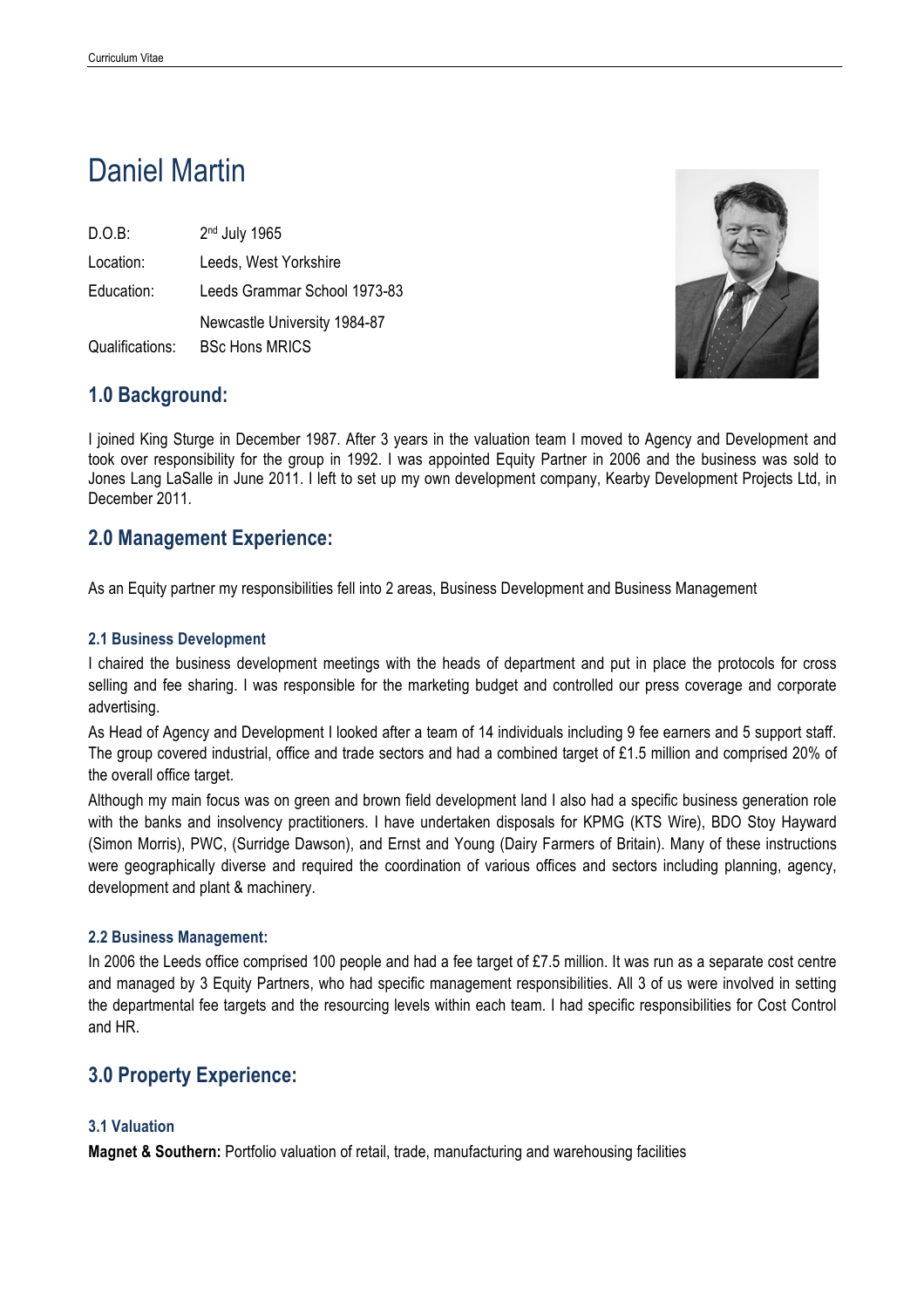# Daniel Martin

| | |
|---|---|
| D.O.B: | 2nd July 1965 |
| Location: | Leeds, West Yorkshire |
| Education: | Leeds Grammar School 1973-83 |
| | Newcastle University 1984-87 |
| Qualifications: | BSc Hons MRICS |

## 1.0 Background:

I joined King Sturge in December 1987. After 3 years in the valuation team I moved to Agency and Development and took over responsibility for the group in 1992. I was appointed Equity Partner in 2006 and the business was sold to Jones Lang LaSalle in June 2011. I left to set up my own development company, Kearby Development Projects Ltd, in December 2011.

## 2.0 Management Experience:

As an Equity partner my responsibilities fell into 2 areas, Business Development and Business Management

### 2.1 Business Development

I chaired the business development meetings with the heads of department and put in place the protocols for cross selling and fee sharing. I was responsible for the marketing budget and controlled our press coverage and corporate advertising.

As Head of Agency and Development I looked after a team of 14 individuals including 9 fee earners and 5 support staff. The group covered industrial, office and trade sectors and had a combined target of £1.5 million and comprised 20% of the overall office target.

Although my main focus was on green and brown field development land I also had a specific business generation role with the banks and insolvency practitioners. I have undertaken disposals for KPMG (KTS Wire), BDO Stoy Hayward (Simon Morris), PWC, (Surridge Dawson), and Ernst and Young (Dairy Farmers of Britain). Many of these instructions were geographically diverse and required the coordination of various offices and sectors including planning, agency, development and plant & machinery.

### 2.2 Business Management:

In 2006 the Leeds office comprised 100 people and had a fee target of £7.5 million. It was run as a separate cost centre and managed by 3 Equity Partners, who had specific management responsibilities. All 3 of us were involved in setting the departmental fee targets and the resourcing levels within each team. I had specific responsibilities for Cost Control and HR.

## 3.0 Property Experience:

### 3.1 Valuation

**Magnet & Southern:** Portfolio valuation of retail, trade, manufacturing and warehousing facilities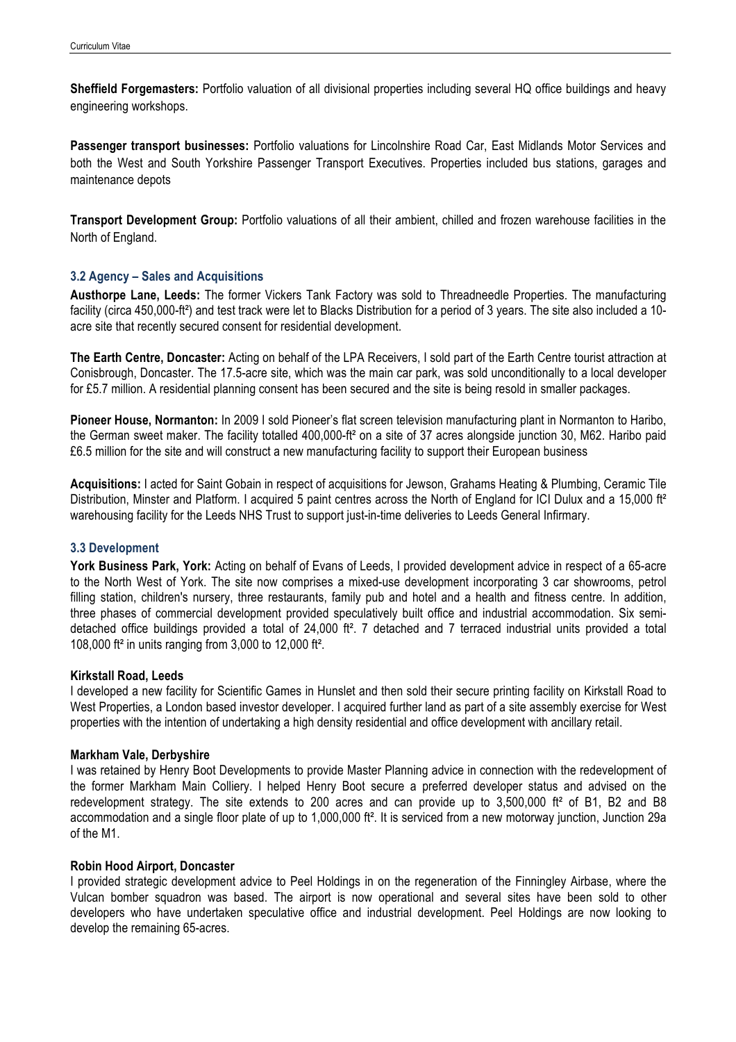**Sheffield Forgemasters:** Portfolio valuation of all divisional properties including several HQ office buildings and heavy engineering workshops.

**Passenger transport businesses:** Portfolio valuations for Lincolnshire Road Car, East Midlands Motor Services and both the West and South Yorkshire Passenger Transport Executives. Properties included bus stations, garages and maintenance depots

**Transport Development Group:** Portfolio valuations of all their ambient, chilled and frozen warehouse facilities in the North of England.

### 3.2 Agency – Sales and Acquisitions

**Austhorpe Lane, Leeds:** The former Vickers Tank Factory was sold to Threadneedle Properties. The manufacturing facility (circa 450,000-ft²) and test track were let to Blacks Distribution for a period of 3 years. The site also included a 10-acre site that recently secured consent for residential development.

**The Earth Centre, Doncaster:** Acting on behalf of the LPA Receivers, I sold part of the Earth Centre tourist attraction at Conisbrough, Doncaster. The 17.5-acre site, which was the main car park, was sold unconditionally to a local developer for £5.7 million. A residential planning consent has been secured and the site is being resold in smaller packages.

**Pioneer House, Normanton:** In 2009 I sold Pioneer's flat screen television manufacturing plant in Normanton to Haribo, the German sweet maker. The facility totalled 400,000-ft² on a site of 37 acres alongside junction 30, M62. Haribo paid £6.5 million for the site and will construct a new manufacturing facility to support their European business

**Acquisitions:** I acted for Saint Gobain in respect of acquisitions for Jewson, Grahams Heating & Plumbing, Ceramic Tile Distribution, Minster and Platform. I acquired 5 paint centres across the North of England for ICI Dulux and a 15,000 ft² warehousing facility for the Leeds NHS Trust to support just-in-time deliveries to Leeds General Infirmary.

### 3.3 Development

**York Business Park, York:** Acting on behalf of Evans of Leeds, I provided development advice in respect of a 65-acre to the North West of York. The site now comprises a mixed-use development incorporating 3 car showrooms, petrol filling station, children's nursery, three restaurants, family pub and hotel and a health and fitness centre. In addition, three phases of commercial development provided speculatively built office and industrial accommodation. Six semi-detached office buildings provided a total of 24,000 ft². 7 detached and 7 terraced industrial units provided a total 108,000 ft² in units ranging from 3,000 to 12,000 ft².

**Kirkstall Road, Leeds**

I developed a new facility for Scientific Games in Hunslet and then sold their secure printing facility on Kirkstall Road to West Properties, a London based investor developer. I acquired further land as part of a site assembly exercise for West properties with the intention of undertaking a high density residential and office development with ancillary retail.

**Markham Vale, Derbyshire**

I was retained by Henry Boot Developments to provide Master Planning advice in connection with the redevelopment of the former Markham Main Colliery. I helped Henry Boot secure a preferred developer status and advised on the redevelopment strategy. The site extends to 200 acres and can provide up to 3,500,000 ft² of B1, B2 and B8 accommodation and a single floor plate of up to 1,000,000 ft². It is serviced from a new motorway junction, Junction 29a of the M1.

**Robin Hood Airport, Doncaster**

I provided strategic development advice to Peel Holdings in on the regeneration of the Finningley Airbase, where the Vulcan bomber squadron was based. The airport is now operational and several sites have been sold to other developers who have undertaken speculative office and industrial development. Peel Holdings are now looking to develop the remaining 65-acres.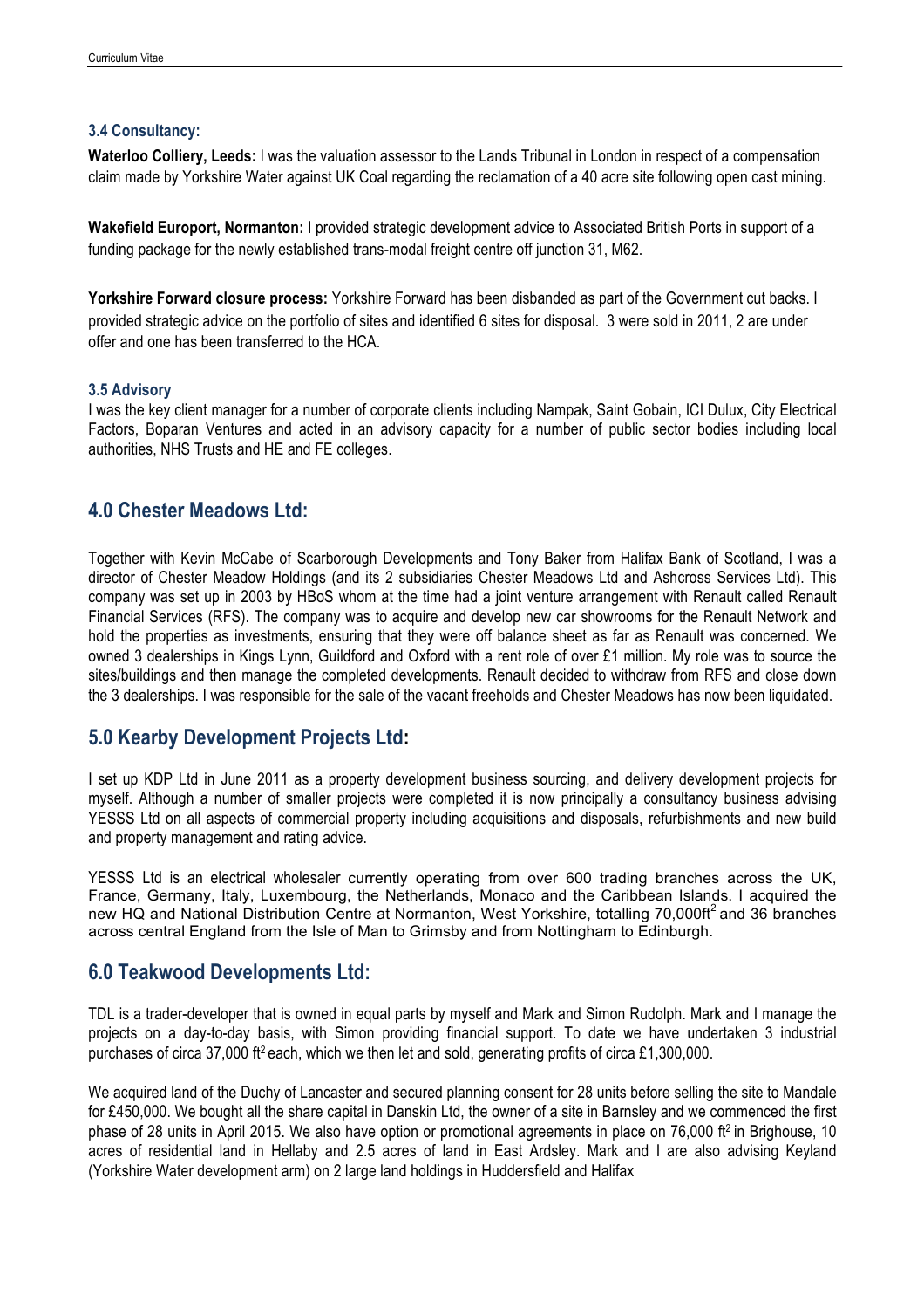### 3.4 Consultancy:

**Waterloo Colliery, Leeds:** I was the valuation assessor to the Lands Tribunal in London in respect of a compensation claim made by Yorkshire Water against UK Coal regarding the reclamation of a 40 acre site following open cast mining.

**Wakefield Europort, Normanton:** I provided strategic development advice to Associated British Ports in support of a funding package for the newly established trans-modal freight centre off junction 31, M62.

**Yorkshire Forward closure process:** Yorkshire Forward has been disbanded as part of the Government cut backs. I provided strategic advice on the portfolio of sites and identified 6 sites for disposal. 3 were sold in 2011, 2 are under offer and one has been transferred to the HCA.

### 3.5 Advisory

I was the key client manager for a number of corporate clients including Nampak, Saint Gobain, ICI Dulux, City Electrical Factors, Boparan Ventures and acted in an advisory capacity for a number of public sector bodies including local authorities, NHS Trusts and HE and FE colleges.

## 4.0 Chester Meadows Ltd:

Together with Kevin McCabe of Scarborough Developments and Tony Baker from Halifax Bank of Scotland, I was a director of Chester Meadow Holdings (and its 2 subsidiaries Chester Meadows Ltd and Ashcross Services Ltd). This company was set up in 2003 by HBoS whom at the time had a joint venture arrangement with Renault called Renault Financial Services (RFS). The company was to acquire and develop new car showrooms for the Renault Network and hold the properties as investments, ensuring that they were off balance sheet as far as Renault was concerned. We owned 3 dealerships in Kings Lynn, Guildford and Oxford with a rent role of over £1 million. My role was to source the sites/buildings and then manage the completed developments. Renault decided to withdraw from RFS and close down the 3 dealerships. I was responsible for the sale of the vacant freeholds and Chester Meadows has now been liquidated.

## 5.0 Kearby Development Projects Ltd:

I set up KDP Ltd in June 2011 as a property development business sourcing, and delivery development projects for myself. Although a number of smaller projects were completed it is now principally a consultancy business advising YESSS Ltd on all aspects of commercial property including acquisitions and disposals, refurbishments and new build and property management and rating advice.

YESSS Ltd is an electrical wholesaler currently operating from over 600 trading branches across the UK, France, Germany, Italy, Luxembourg, the Netherlands, Monaco and the Caribbean Islands. I acquired the new HQ and National Distribution Centre at Normanton, West Yorkshire, totalling 70,000ft$^2$ and 36 branches across central England from the Isle of Man to Grimsby and from Nottingham to Edinburgh.

## 6.0 Teakwood Developments Ltd:

TDL is a trader-developer that is owned in equal parts by myself and Mark and Simon Rudolph. Mark and I manage the projects on a day-to-day basis, with Simon providing financial support. To date we have undertaken 3 industrial purchases of circa 37,000 ft$^2$ each, which we then let and sold, generating profits of circa £1,300,000.

We acquired land of the Duchy of Lancaster and secured planning consent for 28 units before selling the site to Mandale for £450,000. We bought all the share capital in Danskin Ltd, the owner of a site in Barnsley and we commenced the first phase of 28 units in April 2015. We also have option or promotional agreements in place on 76,000 ft$^2$ in Brighouse, 10 acres of residential land in Hellaby and 2.5 acres of land in East Ardsley. Mark and I are also advising Keyland (Yorkshire Water development arm) on 2 large land holdings in Huddersfield and Halifax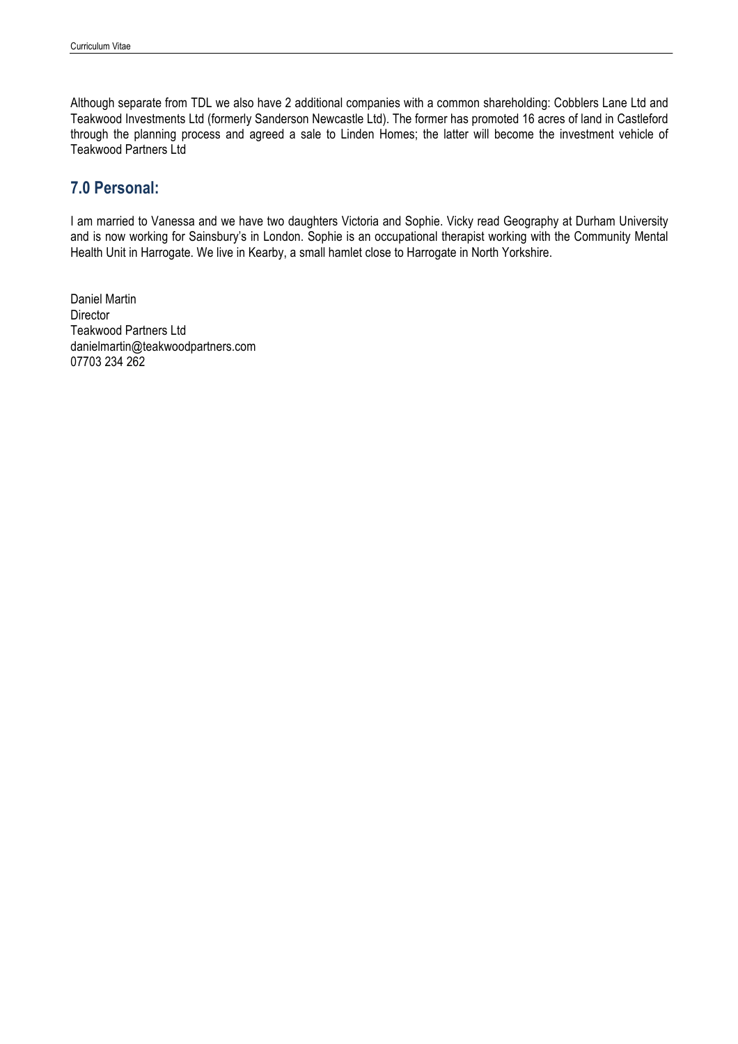Although separate from TDL we also have 2 additional companies with a common shareholding: Cobblers Lane Ltd and Teakwood Investments Ltd (formerly Sanderson Newcastle Ltd). The former has promoted 16 acres of land in Castleford through the planning process and agreed a sale to Linden Homes; the latter will become the investment vehicle of Teakwood Partners Ltd

## 7.0 Personal:

I am married to Vanessa and we have two daughters Victoria and Sophie. Vicky read Geography at Durham University and is now working for Sainsbury's in London. Sophie is an occupational therapist working with the Community Mental Health Unit in Harrogate. We live in Kearby, a small hamlet close to Harrogate in North Yorkshire.

Daniel Martin
Director
Teakwood Partners Ltd
danielmartin@teakwoodpartners.com
07703 234 262